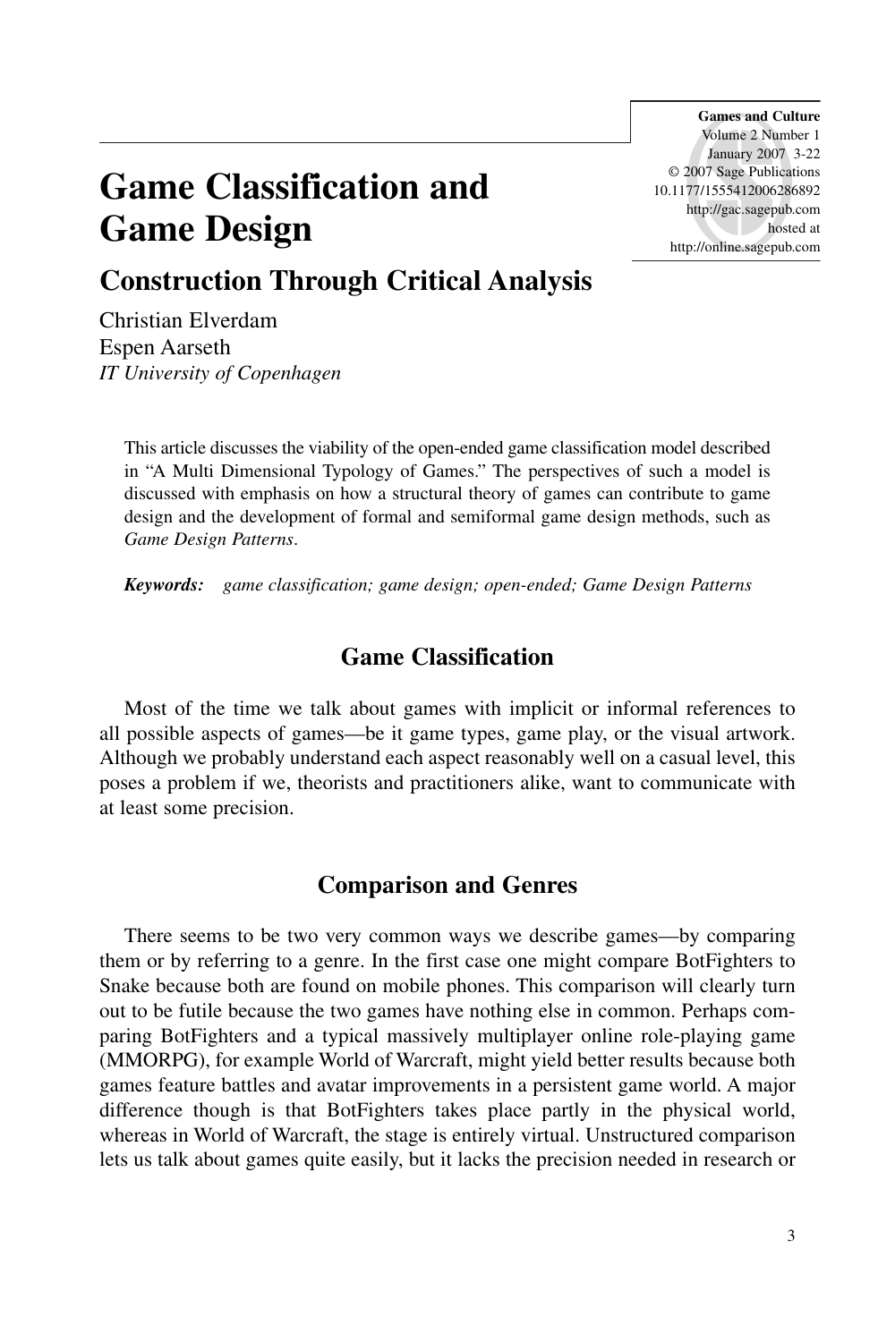# Game Classification and Game Design

## Construction Through Critical Analysis

Christian Elverdam
Espen Aarseth
*IT University of Copenhagen*

This article discusses the viability of the open-ended game classification model described in "A Multi Dimensional Typology of Games." The perspectives of such a model is discussed with emphasis on how a structural theory of games can contribute to game design and the development of formal and semiformal game design methods, such as *Game Design Patterns*.

***Keywords:*** *game classification; game design; open-ended; Game Design Patterns*

## Game Classification

Most of the time we talk about games with implicit or informal references to all possible aspects of games—be it game types, game play, or the visual artwork. Although we probably understand each aspect reasonably well on a casual level, this poses a problem if we, theorists and practitioners alike, want to communicate with at least some precision.

## Comparison and Genres

There seems to be two very common ways we describe games—by comparing them or by referring to a genre. In the first case one might compare BotFighters to Snake because both are found on mobile phones. This comparison will clearly turn out to be futile because the two games have nothing else in common. Perhaps comparing BotFighters and a typical massively multiplayer online role-playing game (MMORPG), for example World of Warcraft, might yield better results because both games feature battles and avatar improvements in a persistent game world. A major difference though is that BotFighters takes place partly in the physical world, whereas in World of Warcraft, the stage is entirely virtual. Unstructured comparison lets us talk about games quite easily, but it lacks the precision needed in research or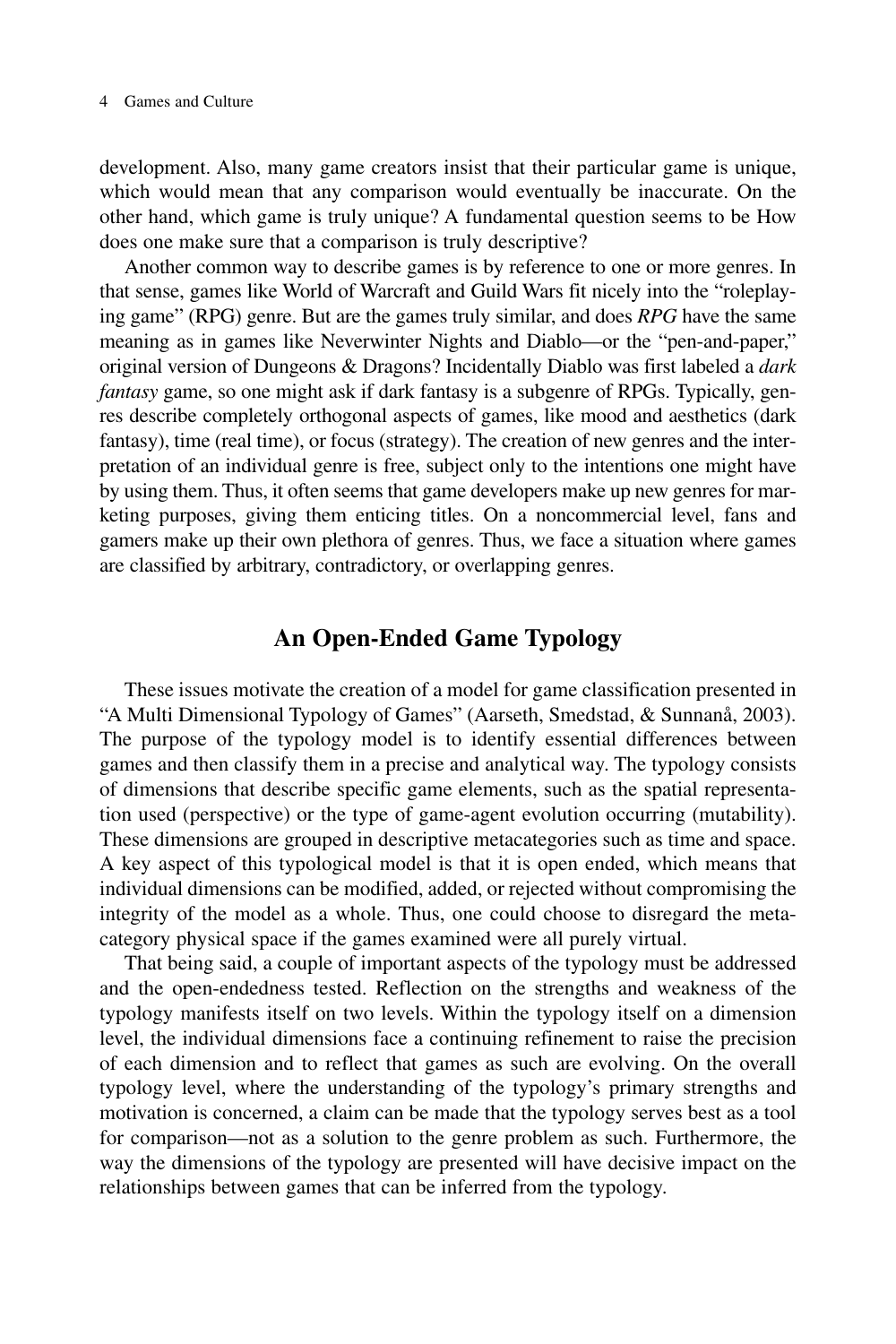development. Also, many game creators insist that their particular game is unique, which would mean that any comparison would eventually be inaccurate. On the other hand, which game is truly unique? A fundamental question seems to be How does one make sure that a comparison is truly descriptive?

Another common way to describe games is by reference to one or more genres. In that sense, games like World of Warcraft and Guild Wars fit nicely into the "roleplaying game" (RPG) genre. But are the games truly similar, and does *RPG* have the same meaning as in games like Neverwinter Nights and Diablo—or the "pen-and-paper," original version of Dungeons & Dragons? Incidentally Diablo was first labeled a *dark fantasy* game, so one might ask if dark fantasy is a subgenre of RPGs. Typically, genres describe completely orthogonal aspects of games, like mood and aesthetics (dark fantasy), time (real time), or focus (strategy). The creation of new genres and the interpretation of an individual genre is free, subject only to the intentions one might have by using them. Thus, it often seems that game developers make up new genres for marketing purposes, giving them enticing titles. On a noncommercial level, fans and gamers make up their own plethora of genres. Thus, we face a situation where games are classified by arbitrary, contradictory, or overlapping genres.

## An Open-Ended Game Typology

These issues motivate the creation of a model for game classification presented in "A Multi Dimensional Typology of Games" (Aarseth, Smedstad, & Sunnanå, 2003). The purpose of the typology model is to identify essential differences between games and then classify them in a precise and analytical way. The typology consists of dimensions that describe specific game elements, such as the spatial representation used (perspective) or the type of game-agent evolution occurring (mutability). These dimensions are grouped in descriptive metacategories such as time and space. A key aspect of this typological model is that it is open ended, which means that individual dimensions can be modified, added, or rejected without compromising the integrity of the model as a whole. Thus, one could choose to disregard the metacategory physical space if the games examined were all purely virtual.

That being said, a couple of important aspects of the typology must be addressed and the open-endedness tested. Reflection on the strengths and weakness of the typology manifests itself on two levels. Within the typology itself on a dimension level, the individual dimensions face a continuing refinement to raise the precision of each dimension and to reflect that games as such are evolving. On the overall typology level, where the understanding of the typology's primary strengths and motivation is concerned, a claim can be made that the typology serves best as a tool for comparison—not as a solution to the genre problem as such. Furthermore, the way the dimensions of the typology are presented will have decisive impact on the relationships between games that can be inferred from the typology.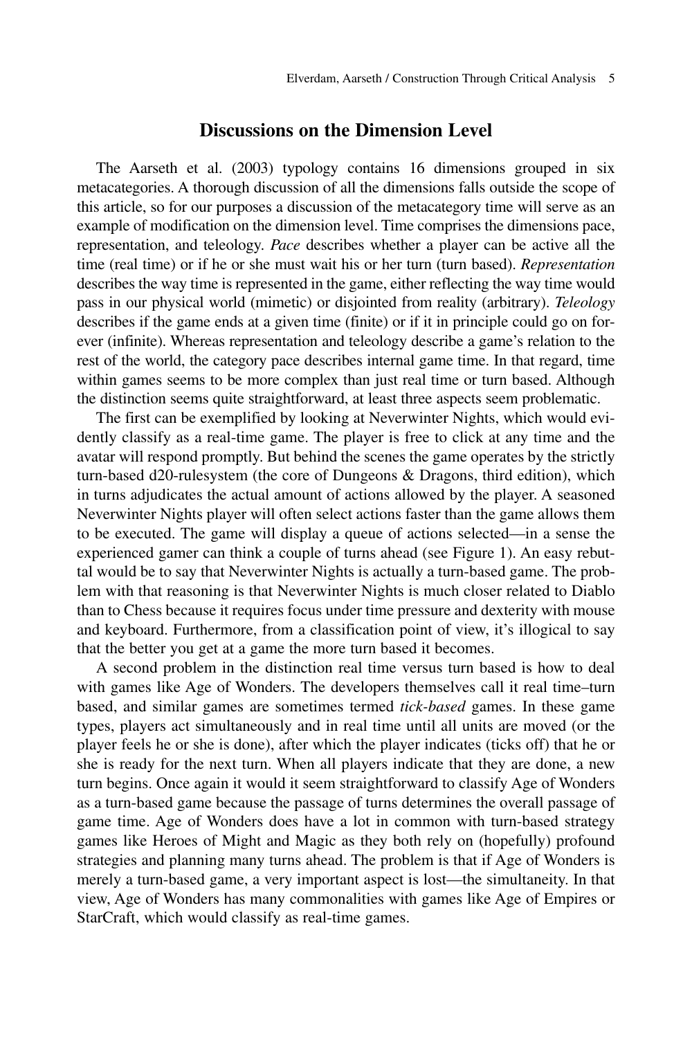## Discussions on the Dimension Level

The Aarseth et al. (2003) typology contains 16 dimensions grouped in six metacategories. A thorough discussion of all the dimensions falls outside the scope of this article, so for our purposes a discussion of the metacategory time will serve as an example of modification on the dimension level. Time comprises the dimensions pace, representation, and teleology. *Pace* describes whether a player can be active all the time (real time) or if he or she must wait his or her turn (turn based). *Representation* describes the way time is represented in the game, either reflecting the way time would pass in our physical world (mimetic) or disjointed from reality (arbitrary). *Teleology* describes if the game ends at a given time (finite) or if it in principle could go on forever (infinite). Whereas representation and teleology describe a game's relation to the rest of the world, the category pace describes internal game time. In that regard, time within games seems to be more complex than just real time or turn based. Although the distinction seems quite straightforward, at least three aspects seem problematic.

The first can be exemplified by looking at Neverwinter Nights, which would evidently classify as a real-time game. The player is free to click at any time and the avatar will respond promptly. But behind the scenes the game operates by the strictly turn-based d20-rulesystem (the core of Dungeons & Dragons, third edition), which in turns adjudicates the actual amount of actions allowed by the player. A seasoned Neverwinter Nights player will often select actions faster than the game allows them to be executed. The game will display a queue of actions selected—in a sense the experienced gamer can think a couple of turns ahead (see Figure 1). An easy rebuttal would be to say that Neverwinter Nights is actually a turn-based game. The problem with that reasoning is that Neverwinter Nights is much closer related to Diablo than to Chess because it requires focus under time pressure and dexterity with mouse and keyboard. Furthermore, from a classification point of view, it's illogical to say that the better you get at a game the more turn based it becomes.

A second problem in the distinction real time versus turn based is how to deal with games like Age of Wonders. The developers themselves call it real time–turn based, and similar games are sometimes termed *tick-based* games. In these game types, players act simultaneously and in real time until all units are moved (or the player feels he or she is done), after which the player indicates (ticks off) that he or she is ready for the next turn. When all players indicate that they are done, a new turn begins. Once again it would it seem straightforward to classify Age of Wonders as a turn-based game because the passage of turns determines the overall passage of game time. Age of Wonders does have a lot in common with turn-based strategy games like Heroes of Might and Magic as they both rely on (hopefully) profound strategies and planning many turns ahead. The problem is that if Age of Wonders is merely a turn-based game, a very important aspect is lost—the simultaneity. In that view, Age of Wonders has many commonalities with games like Age of Empires or StarCraft, which would classify as real-time games.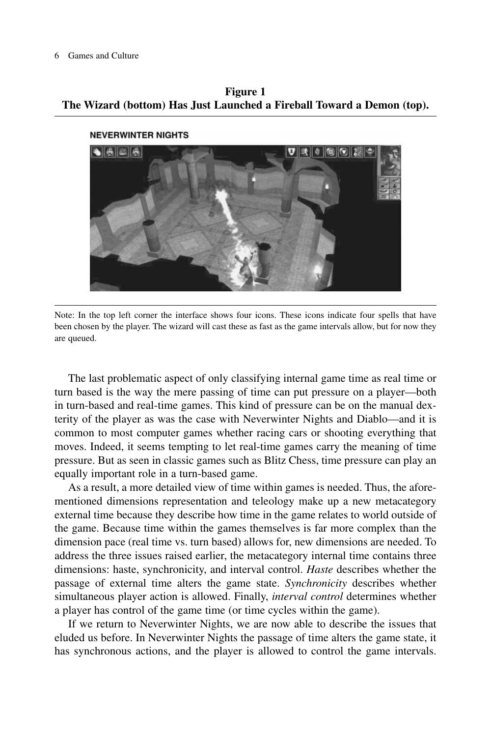**Figure 1**
**The Wizard (bottom) Has Just Launched a Fireball Toward a Demon (top).**

NEVERWINTER NIGHTS

Note: In the top left corner the interface shows four icons. These icons indicate four spells that have been chosen by the player. The wizard will cast these as fast as the game intervals allow, but for now they are queued.

The last problematic aspect of only classifying internal game time as real time or turn based is the way the mere passing of time can put pressure on a player—both in turn-based and real-time games. This kind of pressure can be on the manual dexterity of the player as was the case with Neverwinter Nights and Diablo—and it is common to most computer games whether racing cars or shooting everything that moves. Indeed, it seems tempting to let real-time games carry the meaning of time pressure. But as seen in classic games such as Blitz Chess, time pressure can play an equally important role in a turn-based game.

As a result, a more detailed view of time within games is needed. Thus, the aforementioned dimensions representation and teleology make up a new metacategory external time because they describe how time in the game relates to world outside of the game. Because time within the games themselves is far more complex than the dimension pace (real time vs. turn based) allows for, new dimensions are needed. To address the three issues raised earlier, the metacategory internal time contains three dimensions: haste, synchronicity, and interval control. *Haste* describes whether the passage of external time alters the game state. *Synchronicity* describes whether simultaneous player action is allowed. Finally, *interval control* determines whether a player has control of the game time (or time cycles within the game).

If we return to Neverwinter Nights, we are now able to describe the issues that eluded us before. In Neverwinter Nights the passage of time alters the game state, it has synchronous actions, and the player is allowed to control the game intervals.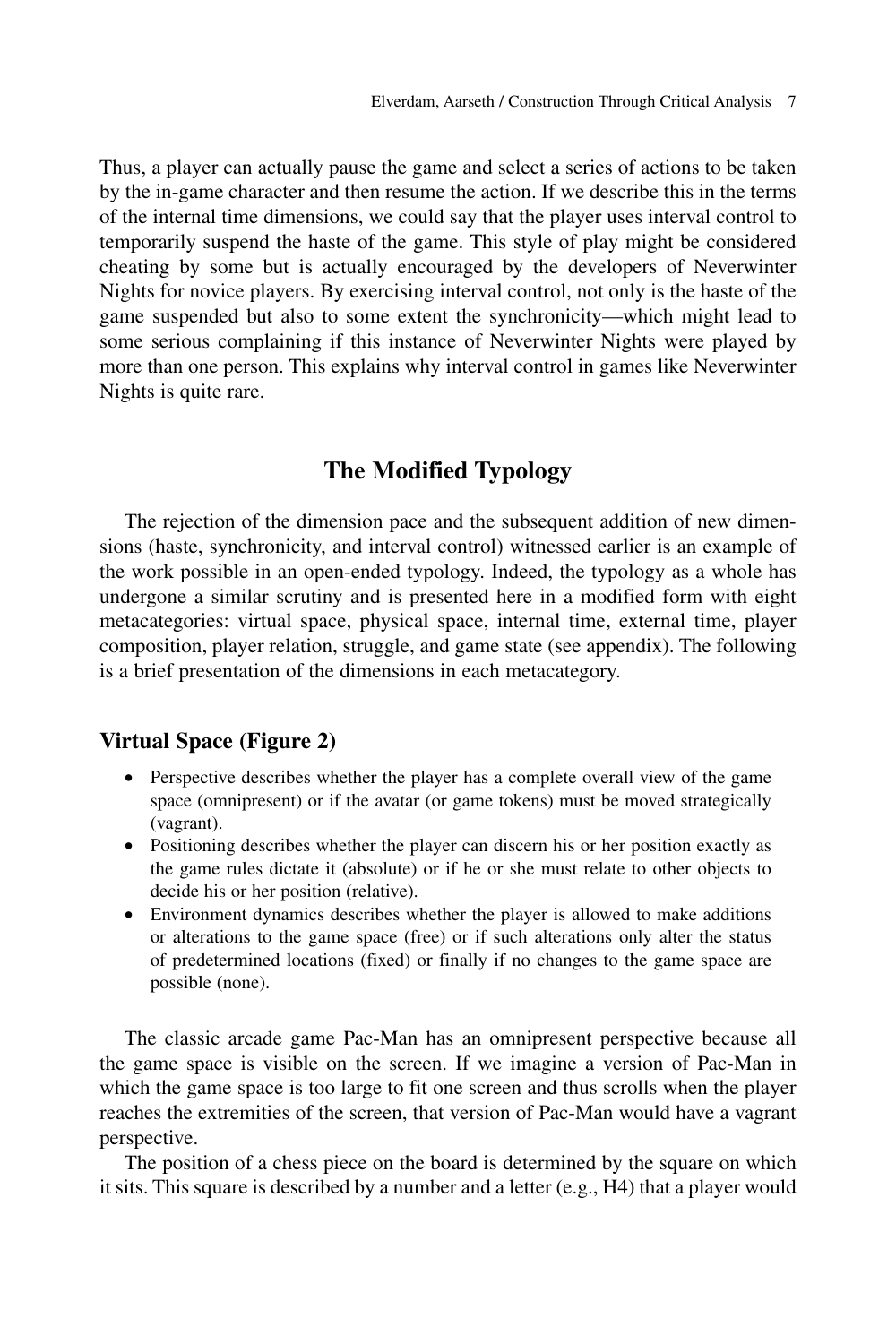Thus, a player can actually pause the game and select a series of actions to be taken by the in-game character and then resume the action. If we describe this in the terms of the internal time dimensions, we could say that the player uses interval control to temporarily suspend the haste of the game. This style of play might be considered cheating by some but is actually encouraged by the developers of Neverwinter Nights for novice players. By exercising interval control, not only is the haste of the game suspended but also to some extent the synchronicity—which might lead to some serious complaining if this instance of Neverwinter Nights were played by more than one person. This explains why interval control in games like Neverwinter Nights is quite rare.

## The Modified Typology

The rejection of the dimension pace and the subsequent addition of new dimensions (haste, synchronicity, and interval control) witnessed earlier is an example of the work possible in an open-ended typology. Indeed, the typology as a whole has undergone a similar scrutiny and is presented here in a modified form with eight metacategories: virtual space, physical space, internal time, external time, player composition, player relation, struggle, and game state (see appendix). The following is a brief presentation of the dimensions in each metacategory.

### Virtual Space (Figure 2)

- Perspective describes whether the player has a complete overall view of the game space (omnipresent) or if the avatar (or game tokens) must be moved strategically (vagrant).
- Positioning describes whether the player can discern his or her position exactly as the game rules dictate it (absolute) or if he or she must relate to other objects to decide his or her position (relative).
- Environment dynamics describes whether the player is allowed to make additions or alterations to the game space (free) or if such alterations only alter the status of predetermined locations (fixed) or finally if no changes to the game space are possible (none).

The classic arcade game Pac-Man has an omnipresent perspective because all the game space is visible on the screen. If we imagine a version of Pac-Man in which the game space is too large to fit one screen and thus scrolls when the player reaches the extremities of the screen, that version of Pac-Man would have a vagrant perspective.

The position of a chess piece on the board is determined by the square on which it sits. This square is described by a number and a letter (e.g., H4) that a player would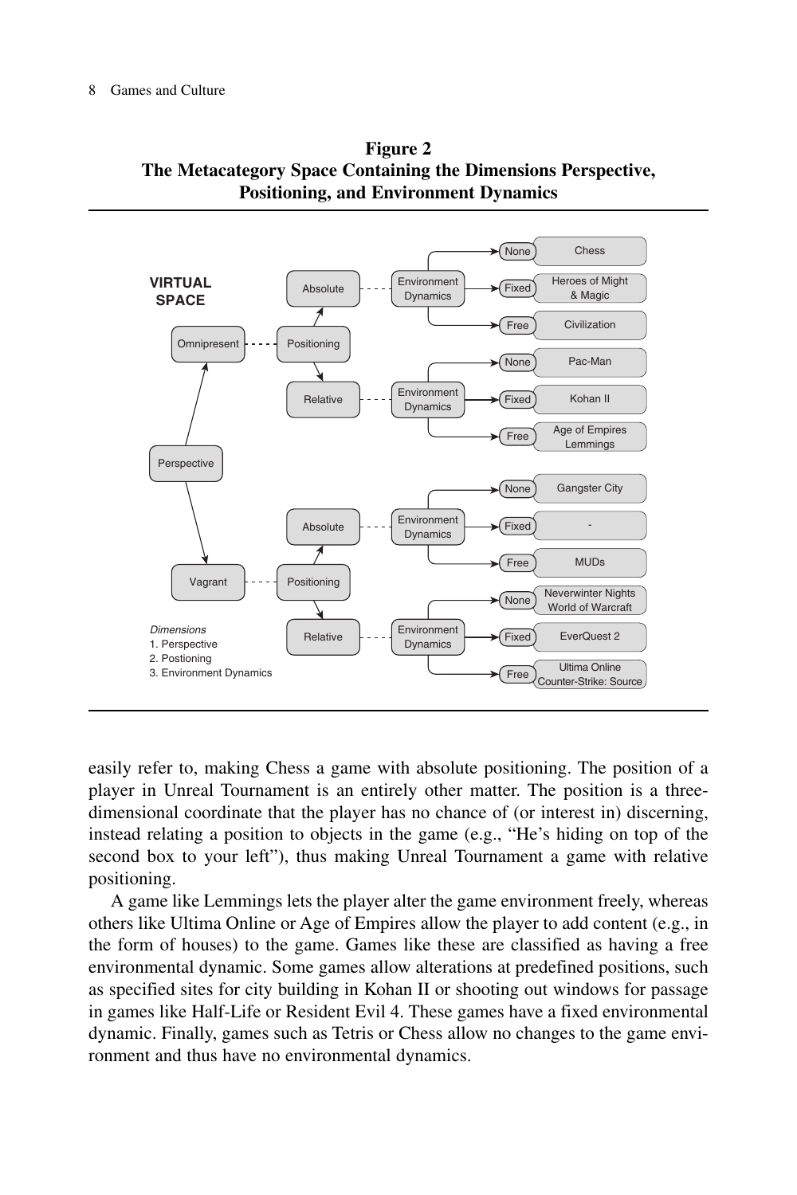**Figure 2**
**The Metacategory Space Containing the Dimensions Perspective, Positioning, and Environment Dynamics**

**VIRTUAL SPACE**

| Perspective | Positioning | Environment Dynamics | Games |
|---|---|---|---|
| Omnipresent | Absolute | None | Chess |
| Omnipresent | Absolute | Fixed | Heroes of Might & Magic |
| Omnipresent | Absolute | Free | Civilization |
| Omnipresent | Relative | None | Pac-Man |
| Omnipresent | Relative | Fixed | Kohan II |
| Omnipresent | Relative | Free | Age of Empires, Lemmings |
| Vagrant | Absolute | None | Gangster City |
| Vagrant | Absolute | Fixed | - |
| Vagrant | Absolute | Free | MUDs |
| Vagrant | Relative | None | Neverwinter Nights, World of Warcraft |
| Vagrant | Relative | Fixed | EverQuest 2 |
| Vagrant | Relative | Free | Ultima Online, Counter-Strike: Source |

*Dimensions*
1. Perspective
2. Postioning
3. Environment Dynamics

easily refer to, making Chess a game with absolute positioning. The position of a player in Unreal Tournament is an entirely other matter. The position is a three-dimensional coordinate that the player has no chance of (or interest in) discerning, instead relating a position to objects in the game (e.g., "He's hiding on top of the second box to your left"), thus making Unreal Tournament a game with relative positioning.

A game like Lemmings lets the player alter the game environment freely, whereas others like Ultima Online or Age of Empires allow the player to add content (e.g., in the form of houses) to the game. Games like these are classified as having a free environmental dynamic. Some games allow alterations at predefined positions, such as specified sites for city building in Kohan II or shooting out windows for passage in games like Half-Life or Resident Evil 4. These games have a fixed environmental dynamic. Finally, games such as Tetris or Chess allow no changes to the game environment and thus have no environmental dynamics.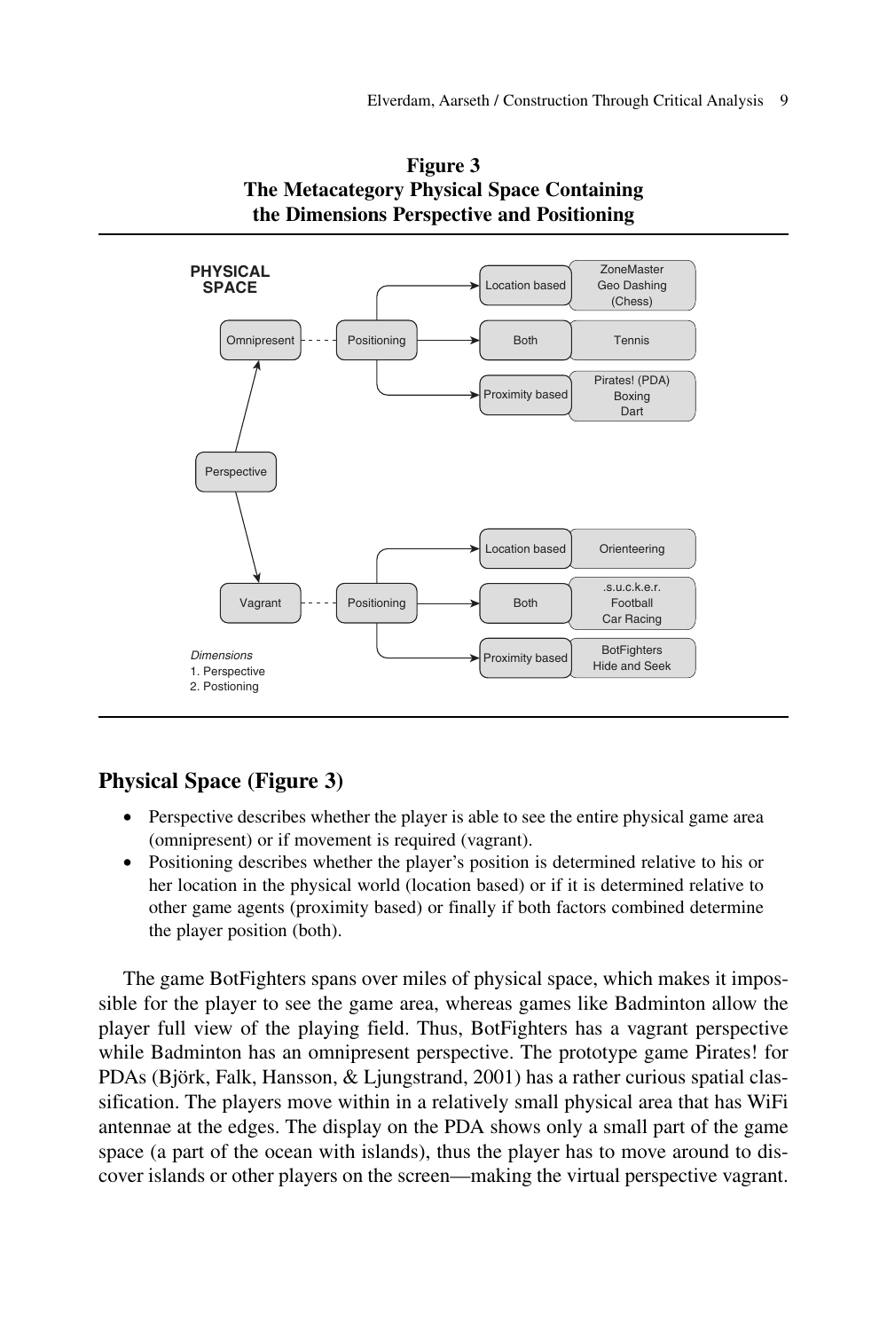**Figure 3**
**The Metacategory Physical Space Containing the Dimensions Perspective and Positioning**

## Physical Space (Figure 3)

- Perspective describes whether the player is able to see the entire physical game area (omnipresent) or if movement is required (vagrant).
- Positioning describes whether the player's position is determined relative to his or her location in the physical world (location based) or if it is determined relative to other game agents (proximity based) or finally if both factors combined determine the player position (both).

The game BotFighters spans over miles of physical space, which makes it impossible for the player to see the game area, whereas games like Badminton allow the player full view of the playing field. Thus, BotFighters has a vagrant perspective while Badminton has an omnipresent perspective. The prototype game Pirates! for PDAs (Björk, Falk, Hansson, & Ljungstrand, 2001) has a rather curious spatial classification. The players move within in a relatively small physical area that has WiFi antennae at the edges. The display on the PDA shows only a small part of the game space (a part of the ocean with islands), thus the player has to move around to discover islands or other players on the screen—making the virtual perspective vagrant.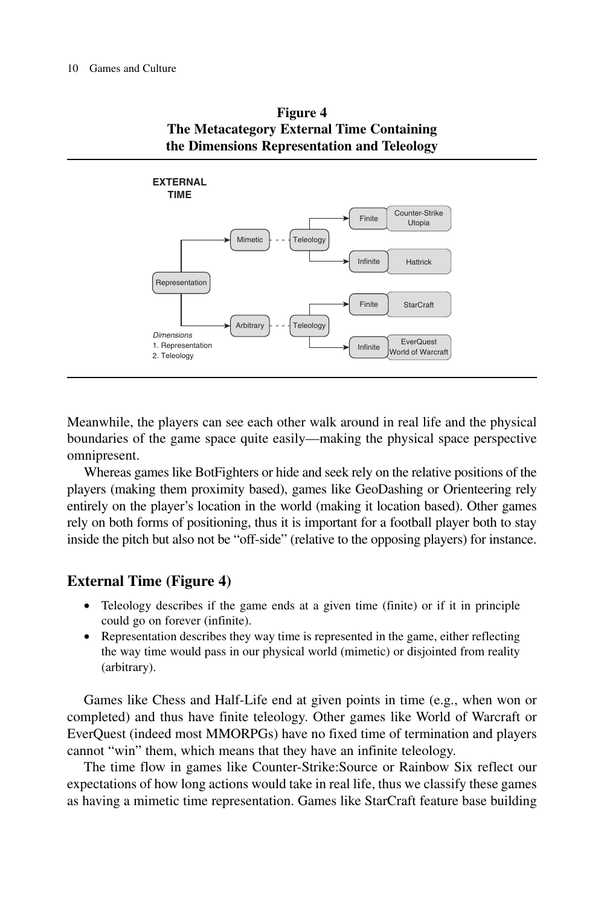**Figure 4**
**The Metacategory External Time Containing the Dimensions Representation and Teleology**

EXTERNAL TIME

Representation → Mimetic - - - Teleology → Finite: Counter-Strike, Utopia; Infinite: Hattrick

Representation → Arbitrary - - - Teleology → Finite: StarCraft; Infinite: EverQuest, World of Warcraft

*Dimensions*
1. Representation
2. Teleology

Meanwhile, the players can see each other walk around in real life and the physical boundaries of the game space quite easily—making the physical space perspective omnipresent.

Whereas games like BotFighters or hide and seek rely on the relative positions of the players (making them proximity based), games like GeoDashing or Orienteering rely entirely on the player's location in the world (making it location based). Other games rely on both forms of positioning, thus it is important for a football player both to stay inside the pitch but also not be "off-side" (relative to the opposing players) for instance.

## External Time (Figure 4)

- Teleology describes if the game ends at a given time (finite) or if it in principle could go on forever (infinite).
- Representation describes they way time is represented in the game, either reflecting the way time would pass in our physical world (mimetic) or disjointed from reality (arbitrary).

Games like Chess and Half-Life end at given points in time (e.g., when won or completed) and thus have finite teleology. Other games like World of Warcraft or EverQuest (indeed most MMORPGs) have no fixed time of termination and players cannot "win" them, which means that they have an infinite teleology.

The time flow in games like Counter-Strike:Source or Rainbow Six reflect our expectations of how long actions would take in real life, thus we classify these games as having a mimetic time representation. Games like StarCraft feature base building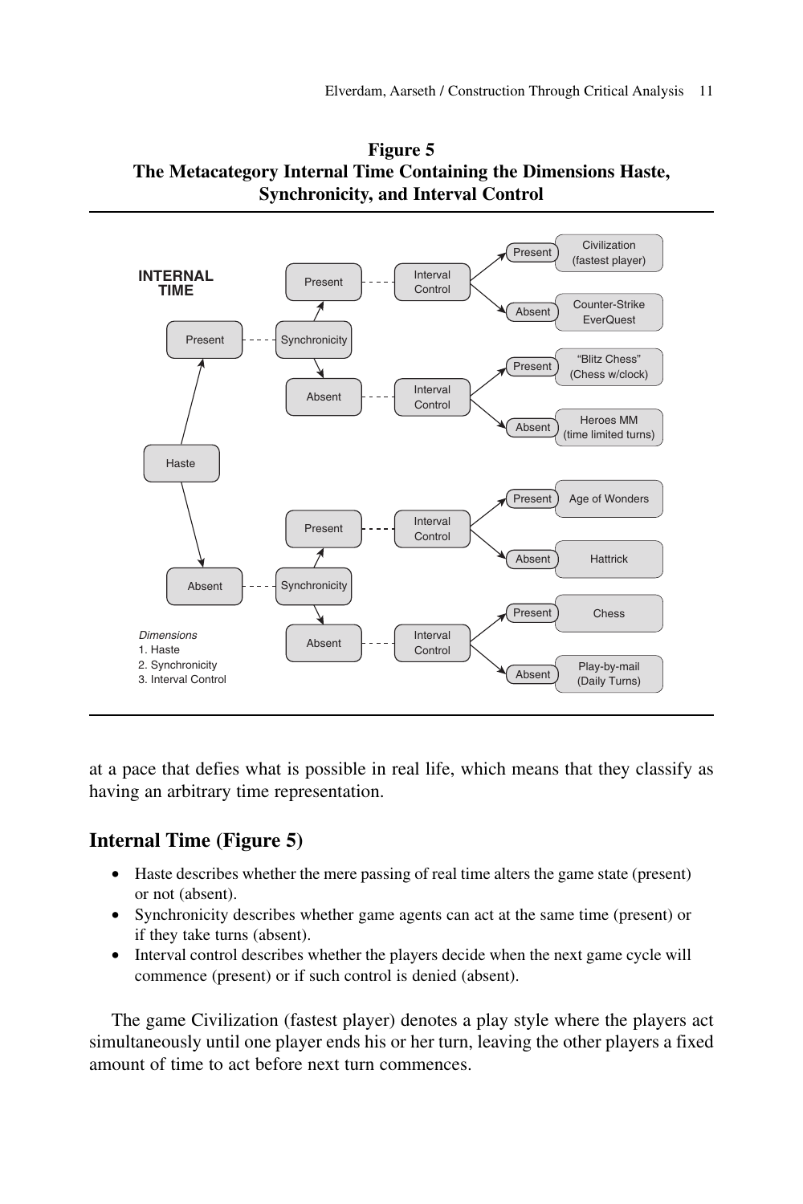**Figure 5**
**The Metacategory Internal Time Containing the Dimensions Haste, Synchronicity, and Interval Control**

| Haste | Synchronicity | Interval Control | Example |
|---|---|---|---|
| Present | Present | Present | Civilization (fastest player) |
| Present | Present | Absent | Counter-Strike EverQuest |
| Present | Absent | Present | "Blitz Chess" (Chess w/clock) |
| Present | Absent | Absent | Heroes MM (time limited turns) |
| Absent | Present | Present | Age of Wonders |
| Absent | Present | Absent | Hattrick |
| Absent | Absent | Present | Chess |
| Absent | Absent | Absent | Play-by-mail (Daily Turns) |

*Dimensions*
1. Haste
2. Synchronicity
3. Interval Control

at a pace that defies what is possible in real life, which means that they classify as having an arbitrary time representation.

## Internal Time (Figure 5)

- Haste describes whether the mere passing of real time alters the game state (present) or not (absent).
- Synchronicity describes whether game agents can act at the same time (present) or if they take turns (absent).
- Interval control describes whether the players decide when the next game cycle will commence (present) or if such control is denied (absent).

The game Civilization (fastest player) denotes a play style where the players act simultaneously until one player ends his or her turn, leaving the other players a fixed amount of time to act before next turn commences.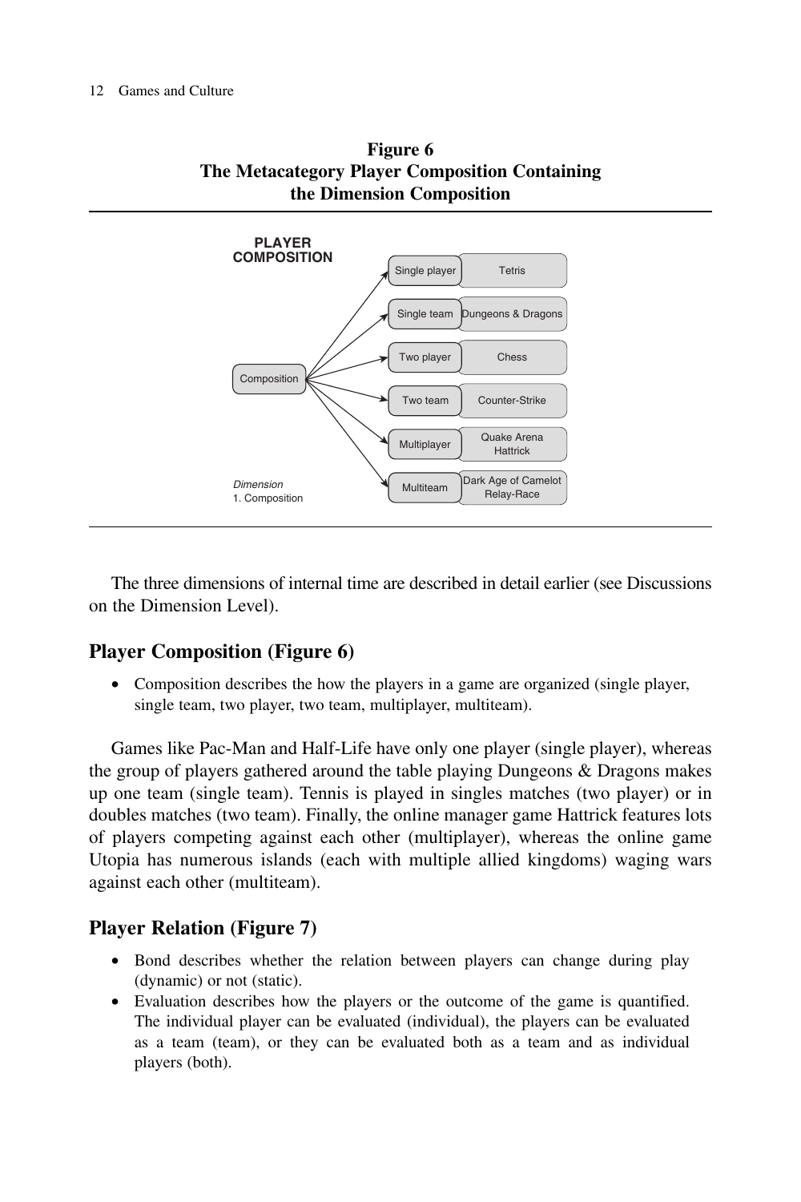**Figure 6**
**The Metacategory Player Composition Containing the Dimension Composition**

| Composition | Example |
| --- | --- |
| Single player | Tetris |
| Single team | Dungeons & Dragons |
| Two player | Chess |
| Two team | Counter-Strike |
| Multiplayer | Quake Arena, Hattrick |
| Multiteam | Dark Age of Camelot, Relay-Race |

PLAYER COMPOSITION

*Dimension*
1. Composition

The three dimensions of internal time are described in detail earlier (see Discussions on the Dimension Level).

## Player Composition (Figure 6)

- Composition describes the how the players in a game are organized (single player, single team, two player, two team, multiplayer, multiteam).

Games like Pac-Man and Half-Life have only one player (single player), whereas the group of players gathered around the table playing Dungeons & Dragons makes up one team (single team). Tennis is played in singles matches (two player) or in doubles matches (two team). Finally, the online manager game Hattrick features lots of players competing against each other (multiplayer), whereas the online game Utopia has numerous islands (each with multiple allied kingdoms) waging wars against each other (multiteam).

## Player Relation (Figure 7)

- Bond describes whether the relation between players can change during play (dynamic) or not (static).
- Evaluation describes how the players or the outcome of the game is quantified. The individual player can be evaluated (individual), the players can be evaluated as a team (team), or they can be evaluated both as a team and as individual players (both).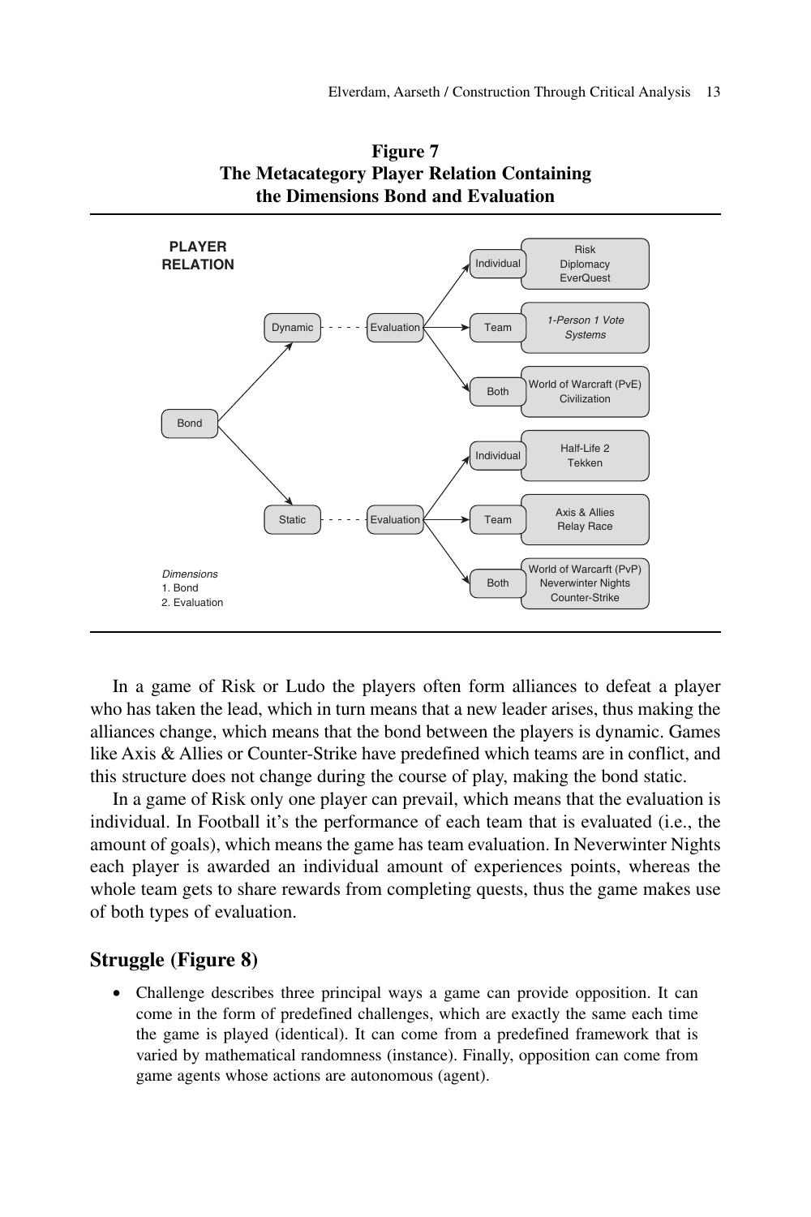**Figure 7**
**The Metacategory Player Relation Containing the Dimensions Bond and Evaluation**

**PLAYER RELATION**

| Bond | | Evaluation | Examples |
|---|---|---|---|
| Dynamic | Evaluation | Individual | Risk, Diplomacy, EverQuest |
| | | Team | *1-Person 1 Vote Systems* |
| | | Both | World of Warcraft (PvE), Civilization |
| Static | Evaluation | Individual | Half-Life 2, Tekken |
| | | Team | Axis & Allies, Relay Race |
| | | Both | World of Warcarft (PvP), Neverwinter Nights, Counter-Strike |

*Dimensions*
1. Bond
2. Evaluation

In a game of Risk or Ludo the players often form alliances to defeat a player who has taken the lead, which in turn means that a new leader arises, thus making the alliances change, which means that the bond between the players is dynamic. Games like Axis & Allies or Counter-Strike have predefined which teams are in conflict, and this structure does not change during the course of play, making the bond static.

In a game of Risk only one player can prevail, which means that the evaluation is individual. In Football it's the performance of each team that is evaluated (i.e., the amount of goals), which means the game has team evaluation. In Neverwinter Nights each player is awarded an individual amount of experiences points, whereas the whole team gets to share rewards from completing quests, thus the game makes use of both types of evaluation.

## Struggle (Figure 8)

- Challenge describes three principal ways a game can provide opposition. It can come in the form of predefined challenges, which are exactly the same each time the game is played (identical). It can come from a predefined framework that is varied by mathematical randomness (instance). Finally, opposition can come from game agents whose actions are autonomous (agent).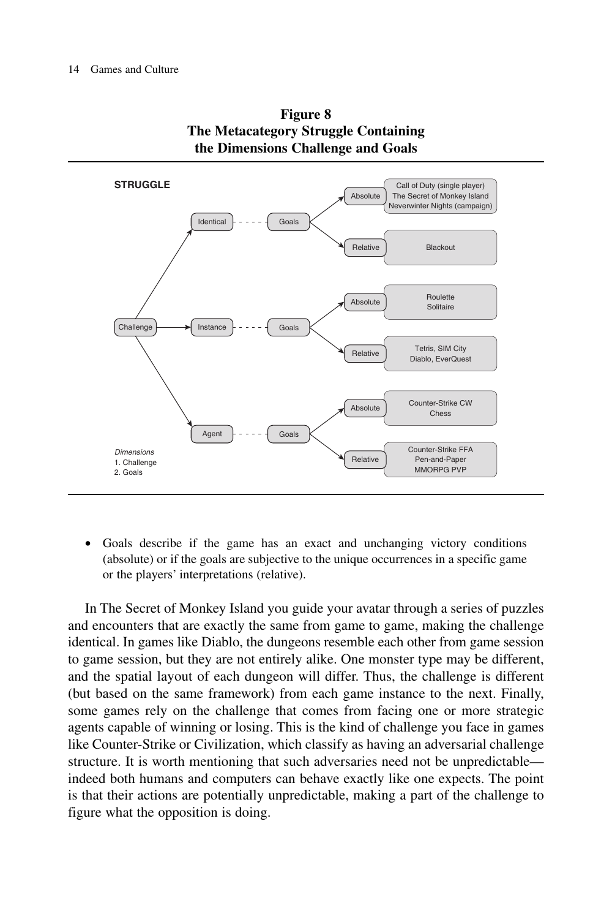**Figure 8**
**The Metacategory Struggle Containing the Dimensions Challenge and Goals**

STRUGGLE

| Challenge | | Goals | Examples |
|---|---|---|---|
| Identical | Goals | Absolute | Call of Duty (single player), The Secret of Monkey Island, Neverwinter Nights (campaign) |
| | | Relative | Blackout |
| Instance | Goals | Absolute | Roulette, Solitaire |
| | | Relative | Tetris, SIM City, Diablo, EverQuest |
| Agent | Goals | Absolute | Counter-Strike CW, Chess |
| | | Relative | Counter-Strike FFA, Pen-and-Paper, MMORPG PVP |

*Dimensions*
1. Challenge
2. Goals

- Goals describe if the game has an exact and unchanging victory conditions (absolute) or if the goals are subjective to the unique occurrences in a specific game or the players' interpretations (relative).

In The Secret of Monkey Island you guide your avatar through a series of puzzles and encounters that are exactly the same from game to game, making the challenge identical. In games like Diablo, the dungeons resemble each other from game session to game session, but they are not entirely alike. One monster type may be different, and the spatial layout of each dungeon will differ. Thus, the challenge is different (but based on the same framework) from each game instance to the next. Finally, some games rely on the challenge that comes from facing one or more strategic agents capable of winning or losing. This is the kind of challenge you face in games like Counter-Strike or Civilization, which classify as having an adversarial challenge structure. It is worth mentioning that such adversaries need not be unpredictable—indeed both humans and computers can behave exactly like one expects. The point is that their actions are potentially unpredictable, making a part of the challenge to figure what the opposition is doing.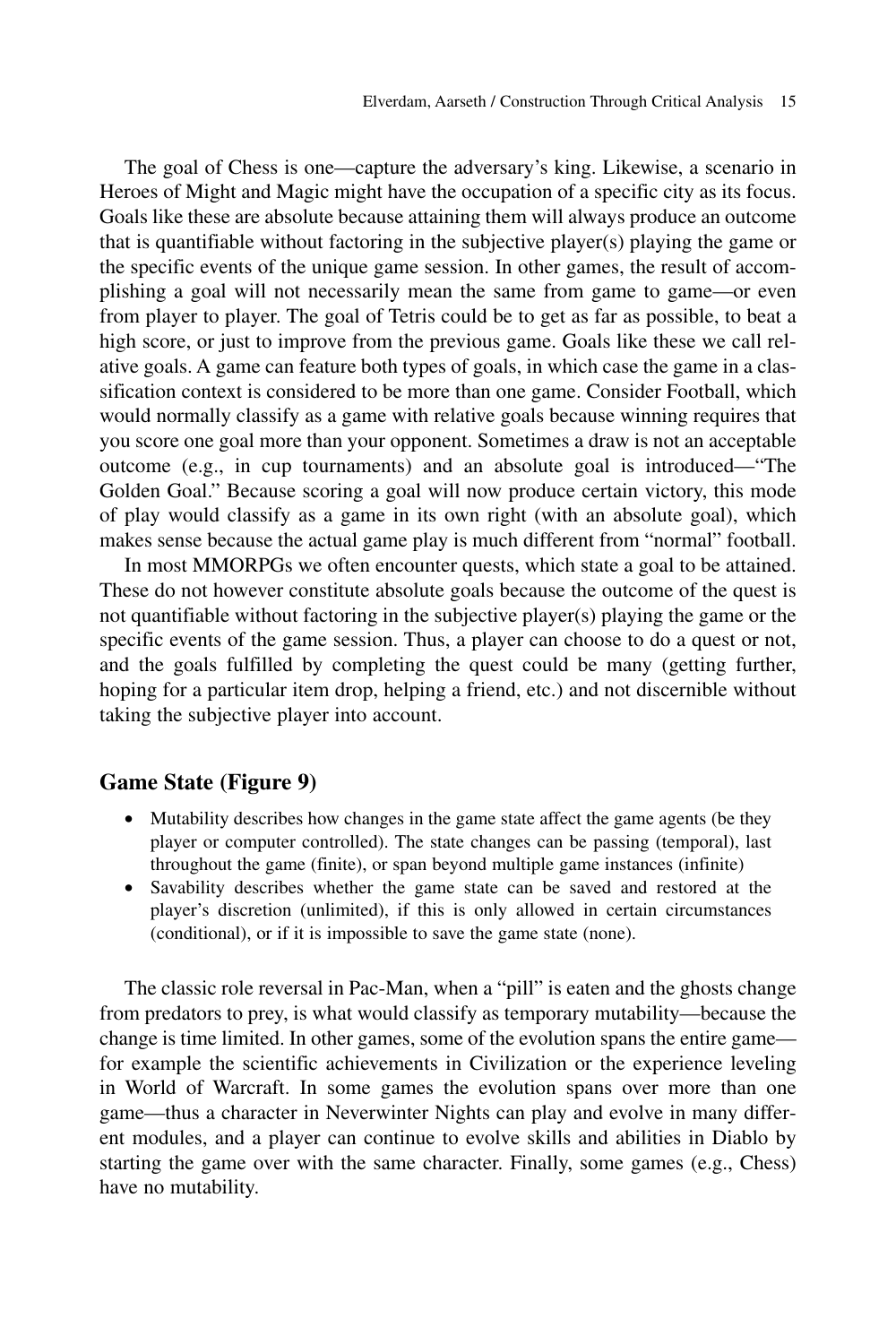The goal of Chess is one—capture the adversary's king. Likewise, a scenario in Heroes of Might and Magic might have the occupation of a specific city as its focus. Goals like these are absolute because attaining them will always produce an outcome that is quantifiable without factoring in the subjective player(s) playing the game or the specific events of the unique game session. In other games, the result of accomplishing a goal will not necessarily mean the same from game to game—or even from player to player. The goal of Tetris could be to get as far as possible, to beat a high score, or just to improve from the previous game. Goals like these we call relative goals. A game can feature both types of goals, in which case the game in a classification context is considered to be more than one game. Consider Football, which would normally classify as a game with relative goals because winning requires that you score one goal more than your opponent. Sometimes a draw is not an acceptable outcome (e.g., in cup tournaments) and an absolute goal is introduced—"The Golden Goal." Because scoring a goal will now produce certain victory, this mode of play would classify as a game in its own right (with an absolute goal), which makes sense because the actual game play is much different from "normal" football.

In most MMORPGs we often encounter quests, which state a goal to be attained. These do not however constitute absolute goals because the outcome of the quest is not quantifiable without factoring in the subjective player(s) playing the game or the specific events of the game session. Thus, a player can choose to do a quest or not, and the goals fulfilled by completing the quest could be many (getting further, hoping for a particular item drop, helping a friend, etc.) and not discernible without taking the subjective player into account.

### Game State (Figure 9)

- Mutability describes how changes in the game state affect the game agents (be they player or computer controlled). The state changes can be passing (temporal), last throughout the game (finite), or span beyond multiple game instances (infinite)
- Savability describes whether the game state can be saved and restored at the player's discretion (unlimited), if this is only allowed in certain circumstances (conditional), or if it is impossible to save the game state (none).

The classic role reversal in Pac-Man, when a "pill" is eaten and the ghosts change from predators to prey, is what would classify as temporary mutability—because the change is time limited. In other games, some of the evolution spans the entire game—for example the scientific achievements in Civilization or the experience leveling in World of Warcraft. In some games the evolution spans over more than one game—thus a character in Neverwinter Nights can play and evolve in many different modules, and a player can continue to evolve skills and abilities in Diablo by starting the game over with the same character. Finally, some games (e.g., Chess) have no mutability.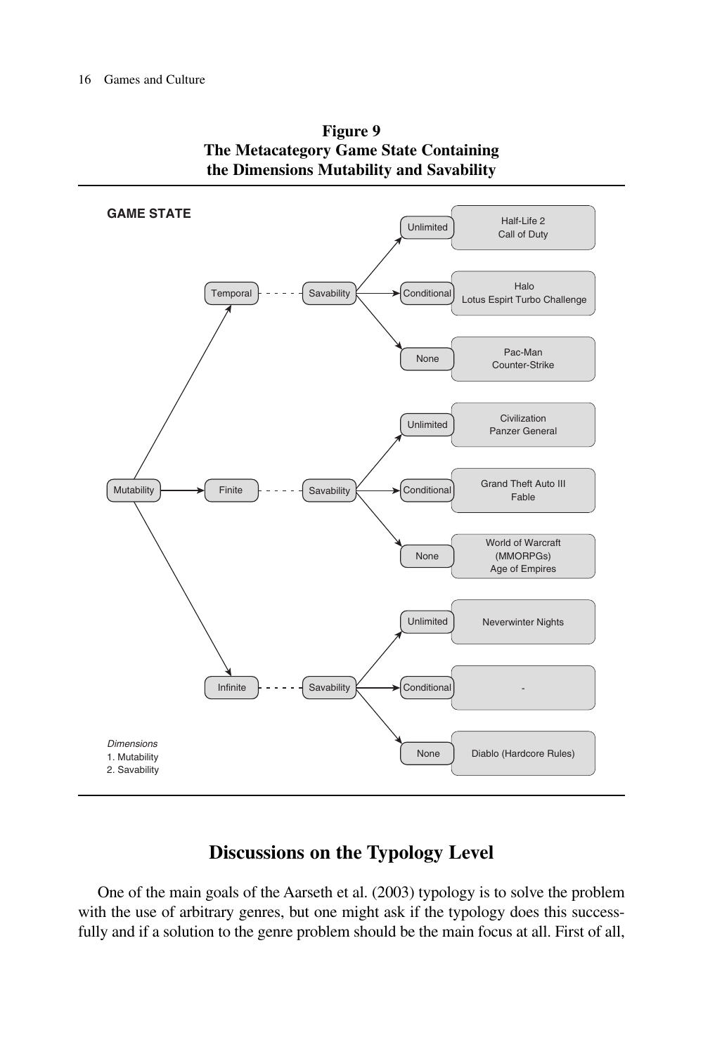**Figure 9**
**The Metacategory Game State Containing the Dimensions Mutability and Savability**

GAME STATE

| Mutability | Savability | Examples |
| --- | --- | --- |
| Temporal | Unlimited | Half-Life 2, Call of Duty |
| Temporal | Conditional | Halo, Lotus Espirt Turbo Challenge |
| Temporal | None | Pac-Man, Counter-Strike |
| Finite | Unlimited | Civilization, Panzer General |
| Finite | Conditional | Grand Theft Auto III, Fable |
| Finite | None | World of Warcraft (MMORPGs), Age of Empires |
| Infinite | Unlimited | Neverwinter Nights |
| Infinite | Conditional | - |
| Infinite | None | Diablo (Hardcore Rules) |

*Dimensions*
1. Mutability
2. Savability

## Discussions on the Typology Level

One of the main goals of the Aarseth et al. (2003) typology is to solve the problem with the use of arbitrary genres, but one might ask if the typology does this successfully and if a solution to the genre problem should be the main focus at all. First of all,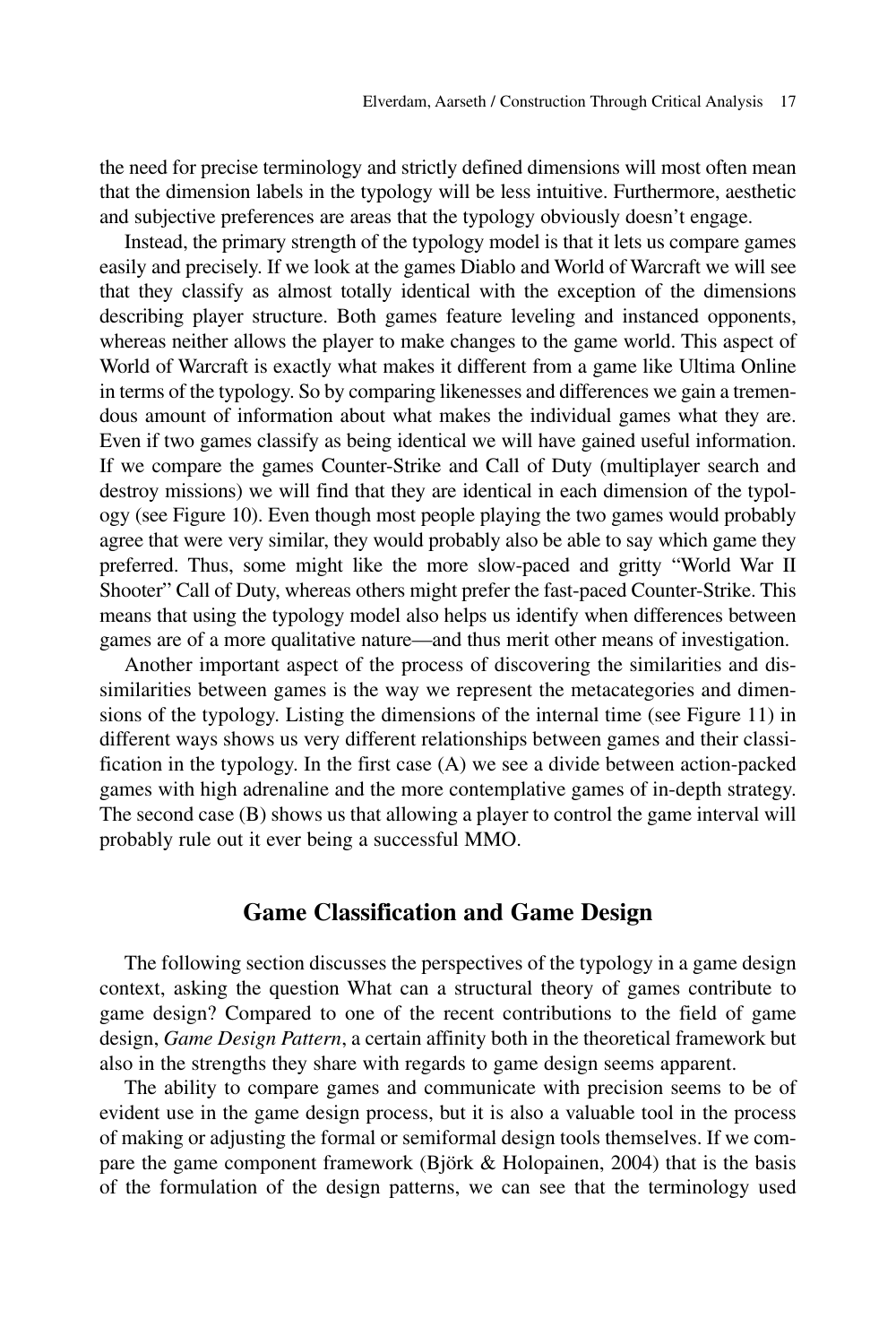the need for precise terminology and strictly defined dimensions will most often mean that the dimension labels in the typology will be less intuitive. Furthermore, aesthetic and subjective preferences are areas that the typology obviously doesn't engage.

Instead, the primary strength of the typology model is that it lets us compare games easily and precisely. If we look at the games Diablo and World of Warcraft we will see that they classify as almost totally identical with the exception of the dimensions describing player structure. Both games feature leveling and instanced opponents, whereas neither allows the player to make changes to the game world. This aspect of World of Warcraft is exactly what makes it different from a game like Ultima Online in terms of the typology. So by comparing likenesses and differences we gain a tremendous amount of information about what makes the individual games what they are. Even if two games classify as being identical we will have gained useful information. If we compare the games Counter-Strike and Call of Duty (multiplayer search and destroy missions) we will find that they are identical in each dimension of the typology (see Figure 10). Even though most people playing the two games would probably agree that were very similar, they would probably also be able to say which game they preferred. Thus, some might like the more slow-paced and gritty "World War II Shooter" Call of Duty, whereas others might prefer the fast-paced Counter-Strike. This means that using the typology model also helps us identify when differences between games are of a more qualitative nature—and thus merit other means of investigation.

Another important aspect of the process of discovering the similarities and dissimilarities between games is the way we represent the metacategories and dimensions of the typology. Listing the dimensions of the internal time (see Figure 11) in different ways shows us very different relationships between games and their classification in the typology. In the first case (A) we see a divide between action-packed games with high adrenaline and the more contemplative games of in-depth strategy. The second case (B) shows us that allowing a player to control the game interval will probably rule out it ever being a successful MMO.

## Game Classification and Game Design

The following section discusses the perspectives of the typology in a game design context, asking the question What can a structural theory of games contribute to game design? Compared to one of the recent contributions to the field of game design, *Game Design Pattern*, a certain affinity both in the theoretical framework but also in the strengths they share with regards to game design seems apparent.

The ability to compare games and communicate with precision seems to be of evident use in the game design process, but it is also a valuable tool in the process of making or adjusting the formal or semiformal design tools themselves. If we compare the game component framework (Björk & Holopainen, 2004) that is the basis of the formulation of the design patterns, we can see that the terminology used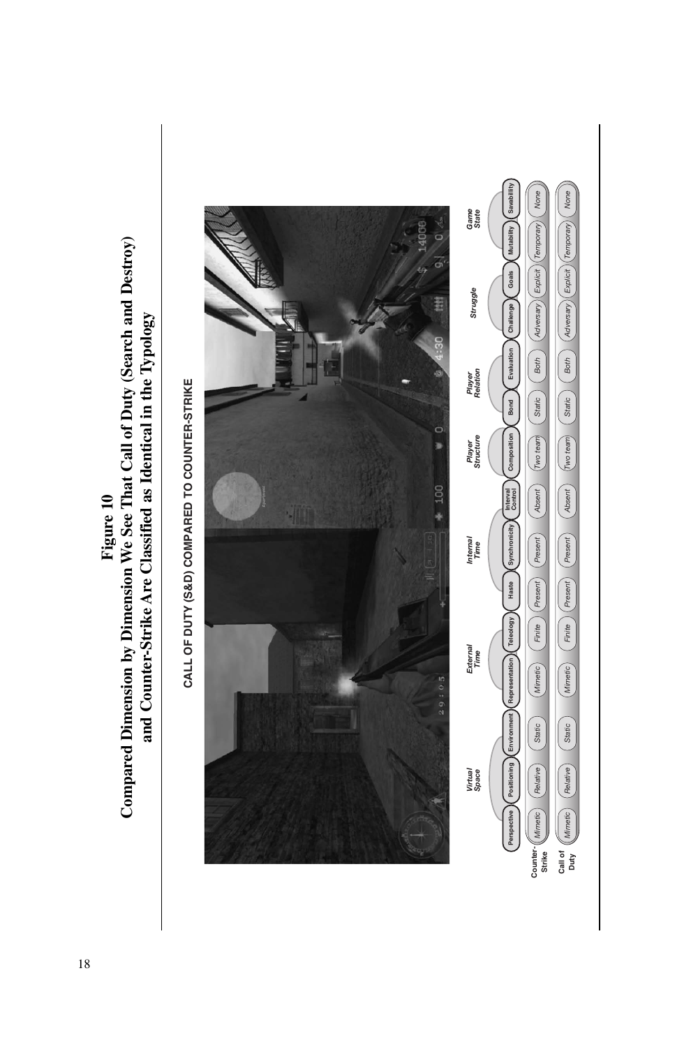**Figure 10**
**Compared Dimension by Dimension We See That Call of Duty (Search and Destroy) and Counter-Strike Are Classified as Identical in the Typology**

CALL OF DUTY (S&D) COMPARED TO COUNTER-STRIKE

| | Virtual Space | | | External Time | | Internal Time | | | Player Structure | Player Relation | | Struggle | | Game State | |
|---|---|---|---|---|---|---|---|---|---|---|---|---|---|---|---|
| | Perspective | Positioning | Environment | Representation | Teleology | Haste | Synchronicity | Interval Control | Composition | Bond | Evaluation | Challenge | Goals | Mutability | Savability |
| Counter-Strike | Mimetic | Relative | Static | Mimetic | Finite | Present | Present | Absent | Two team | Static | Both | Adversary | Explicit | Temporary | None |
| Call of Duty | Mimetic | Relative | Static | Mimetic | Finite | Present | Present | Absent | Two team | Static | Both | Adversary | Explicit | Temporary | None |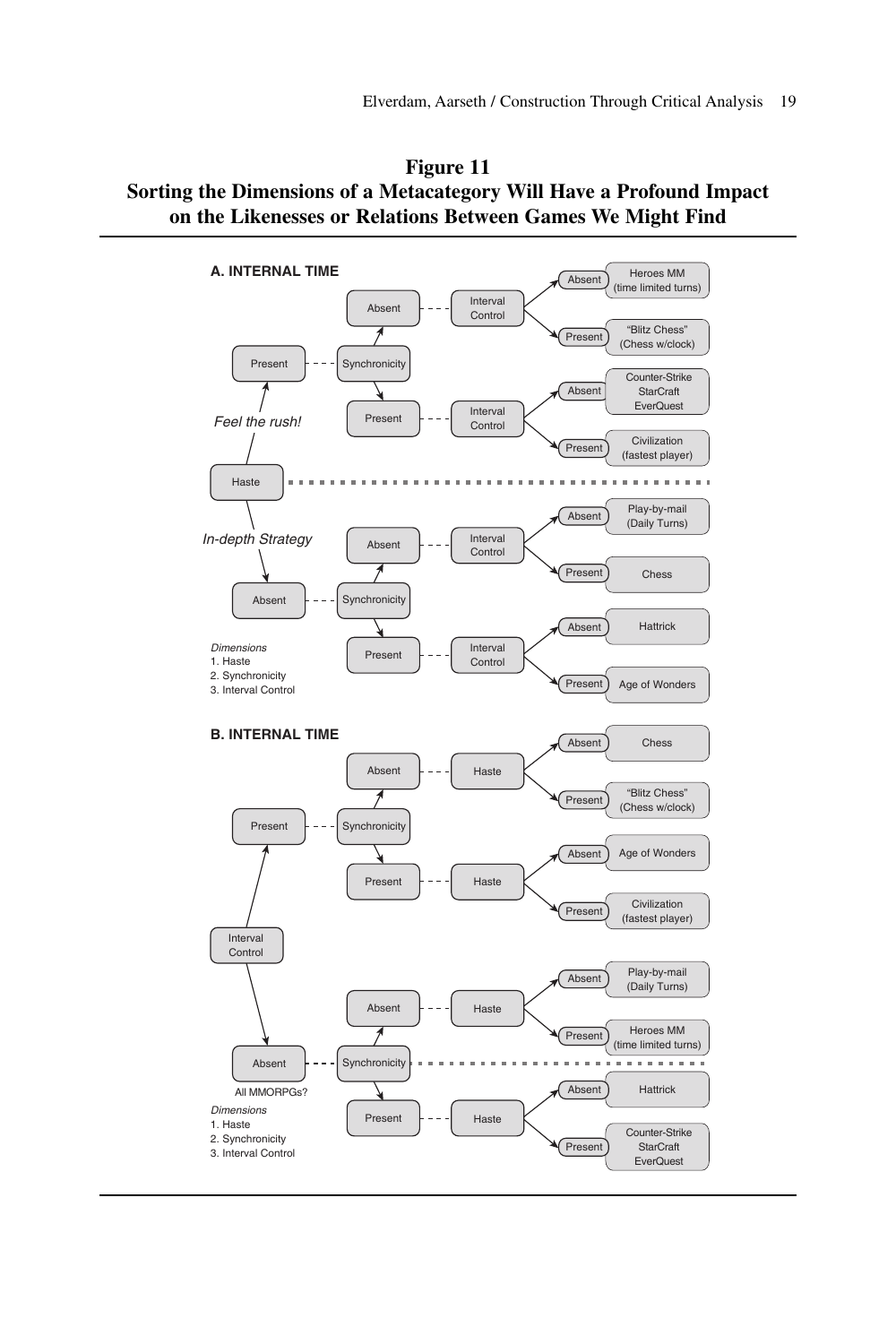**Figure 11**
**Sorting the Dimensions of a Metacategory Will Have a Profound Impact on the Likenesses or Relations Between Games We Might Find**

**A. INTERNAL TIME**

- Haste
  - Present (*Feel the rush!*)
    - Synchronicity
      - Absent — Interval Control
        - Absent: Heroes MM (time limited turns)
        - Present: "Blitz Chess" (Chess w/clock)
      - Present — Interval Control
        - Absent: Counter-Strike, StarCraft, EverQuest
        - Present: Civilization (fastest player)
  - Absent (*In-depth Strategy*)
    - Synchronicity
      - Absent — Interval Control
        - Absent: Play-by-mail (Daily Turns)
        - Present: Chess
      - Present — Interval Control
        - Absent: Hattrick
        - Present: Age of Wonders

*Dimensions*
1. Haste
2. Synchronicity
3. Interval Control

**B. INTERNAL TIME**

- Interval Control
  - Present
    - Synchronicity
      - Absent — Haste
        - Absent: Chess
        - Present: "Blitz Chess" (Chess w/clock)
      - Present — Haste
        - Absent: Age of Wonders
        - Present: Civilization (fastest player)
  - Absent (All MMORPGs?)
    - Synchronicity
      - Absent — Haste
        - Absent: Play-by-mail (Daily Turns)
        - Present: Heroes MM (time limited turns)
      - Present — Haste
        - Absent: Hattrick
        - Present: Counter-Strike, StarCraft, EverQuest

*Dimensions*
1. Haste
2. Synchronicity
3. Interval Control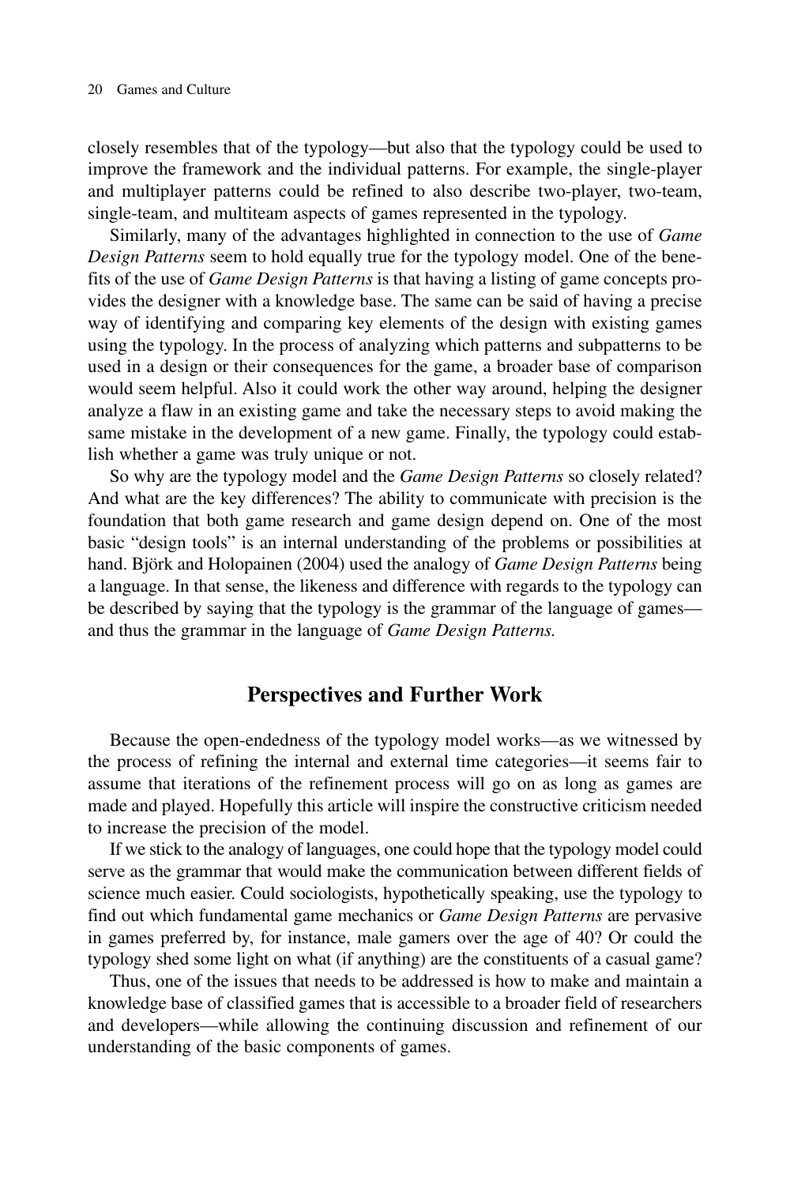closely resembles that of the typology—but also that the typology could be used to improve the framework and the individual patterns. For example, the single-player and multiplayer patterns could be refined to also describe two-player, two-team, single-team, and multiteam aspects of games represented in the typology.

Similarly, many of the advantages highlighted in connection to the use of *Game Design Patterns* seem to hold equally true for the typology model. One of the benefits of the use of *Game Design Patterns* is that having a listing of game concepts provides the designer with a knowledge base. The same can be said of having a precise way of identifying and comparing key elements of the design with existing games using the typology. In the process of analyzing which patterns and subpatterns to be used in a design or their consequences for the game, a broader base of comparison would seem helpful. Also it could work the other way around, helping the designer analyze a flaw in an existing game and take the necessary steps to avoid making the same mistake in the development of a new game. Finally, the typology could establish whether a game was truly unique or not.

So why are the typology model and the *Game Design Patterns* so closely related? And what are the key differences? The ability to communicate with precision is the foundation that both game research and game design depend on. One of the most basic "design tools" is an internal understanding of the problems or possibilities at hand. Björk and Holopainen (2004) used the analogy of *Game Design Patterns* being a language. In that sense, the likeness and difference with regards to the typology can be described by saying that the typology is the grammar of the language of games—and thus the grammar in the language of *Game Design Patterns.*

## Perspectives and Further Work

Because the open-endedness of the typology model works—as we witnessed by the process of refining the internal and external time categories—it seems fair to assume that iterations of the refinement process will go on as long as games are made and played. Hopefully this article will inspire the constructive criticism needed to increase the precision of the model.

If we stick to the analogy of languages, one could hope that the typology model could serve as the grammar that would make the communication between different fields of science much easier. Could sociologists, hypothetically speaking, use the typology to find out which fundamental game mechanics or *Game Design Patterns* are pervasive in games preferred by, for instance, male gamers over the age of 40? Or could the typology shed some light on what (if anything) are the constituents of a casual game?

Thus, one of the issues that needs to be addressed is how to make and maintain a knowledge base of classified games that is accessible to a broader field of researchers and developers—while allowing the continuing discussion and refinement of our understanding of the basic components of games.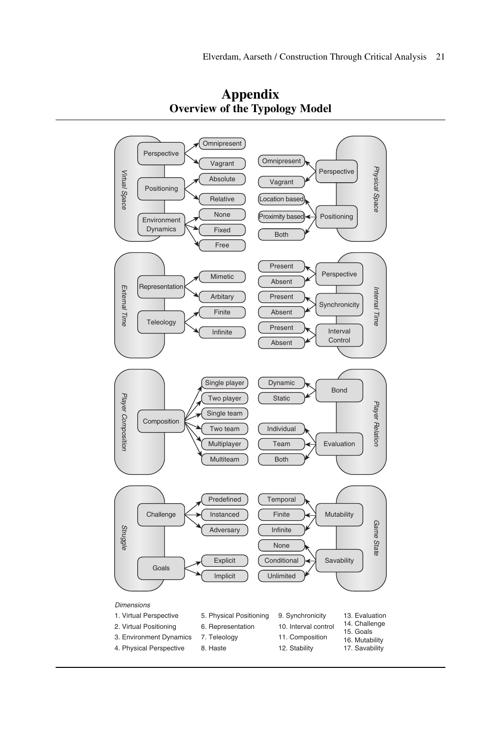# Appendix

## Overview of the Typology Model

**Virtual Space**
- Perspective → Omnipresent, Vagrant
- Positioning → Absolute, Relative
- Environment Dynamics → None, Fixed, Free

**Physical Space**
- Perspective → Omnipresent, Vagrant
- Positioning → Location based, Proximity based, Both

**External Time**
- Representation → Mimetic, Arbitary
- Teleology → Finite, Infinite

**Internal Time**
- Perspective → Present, Absent
- Synchronicity → Present, Absent
- Interval Control → Present, Absent

**Player Composition**
- Composition → Single player, Two player, Single team, Two team, Multiplayer, Multiteam

**Player Relation**
- Bond → Dynamic, Static
- Evaluation → Individual, Team, Both

**Struggle**
- Challenge → Predefined, Instanced, Adversary
- Goals → Explicit, Implicit

**Game State**
- Mutability → Temporal, Finite, Infinite
- Savability → None, Conditional, Unlimited

*Dimensions*

1. Virtual Perspective
2. Virtual Positioning
3. Environment Dynamics
4. Physical Perspective
5. Physical Positioning
6. Representation
7. Teleology
8. Haste
9. Synchronicity
10. Interval control
11. Composition
12. Stability
13. Evaluation
14. Challenge
15. Goals
16. Mutability
17. Savability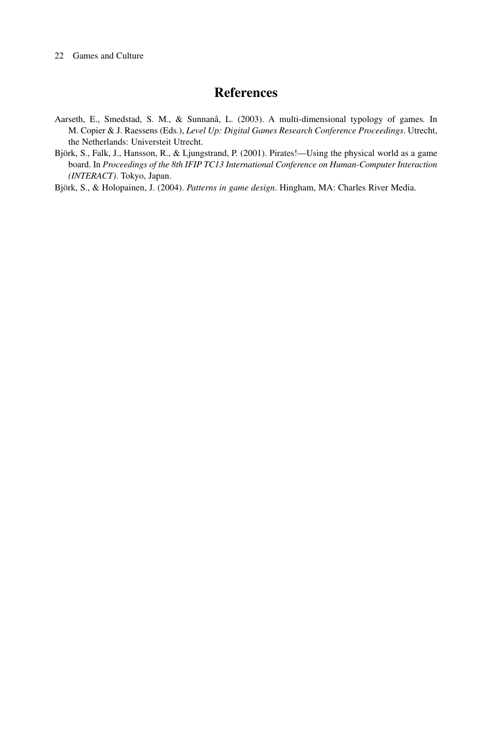# References

Aarseth, E., Smedstad, S. M., & Sunnanå, L. (2003). A multi-dimensional typology of games. In M. Copier & J. Raessens (Eds.), *Level Up: Digital Games Research Conference Proceedings*. Utrecht, the Netherlands: Universteit Utrecht.

Björk, S., Falk, J., Hansson, R., & Ljungstrand, P. (2001). Pirates!—Using the physical world as a game board. In *Proceedings of the 8th IFIP TC13 International Conference on Human-Computer Interaction (INTERACT)*. Tokyo, Japan.

Björk, S., & Holopainen, J. (2004). *Patterns in game design*. Hingham, MA: Charles River Media.